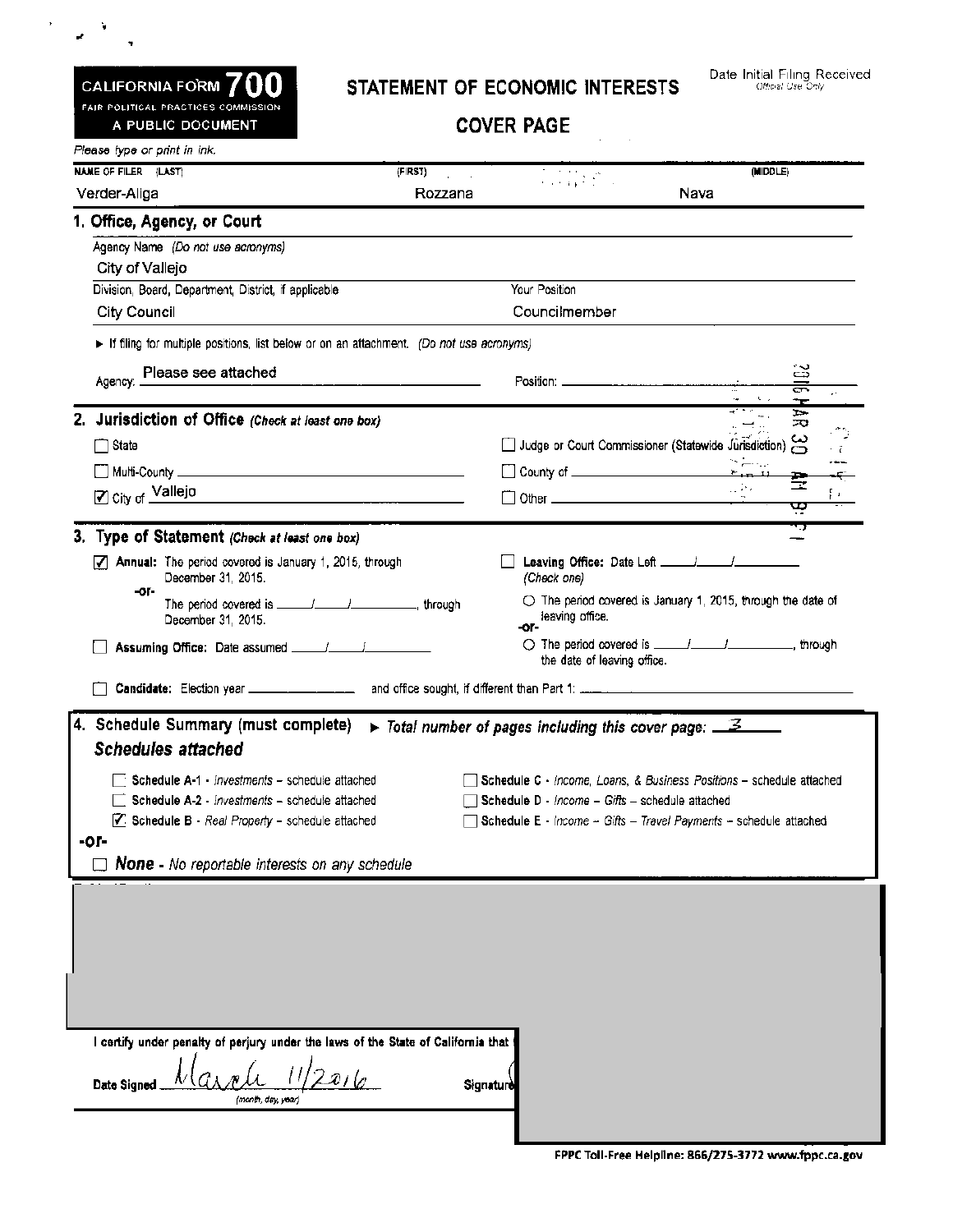**CALIFORNIA FORM 700**
FAIR POLITICAL PRACTICES COMMISSION
A PUBLIC DOCUMENT

# STATEMENT OF ECONOMIC INTERESTS

## COVER PAGE

Date Initial Filing Received
*Official Use Only*

*Please type or print in ink.*

| NAME OF FILER (LAST) | (FIRST) | (MIDDLE) |
|---|---|---|
| Verder-Aliga | Rozzana | Nava |

### 1. Office, Agency, or Court

Agency Name *(Do not use acronyms)*
City of Vallejo

| Division, Board, Department, District, if applicable | Your Position |
|---|---|
| City Council | Councilmember |

► If filing for multiple positions, list below or on an attachment. *(Do not use acronyms)*

Agency: Please see attached Position: ______

2016 MAR 30 AM 9:47

### 2. Jurisdiction of Office *(Check at least one box)*

- ☐ State
- ☐ Judge or Court Commissioner (Statewide Jurisdiction)
- ☐ Multi-County ______
- ☐ County of ______
- ☑ City of Vallejo
- ☐ Other ______

### 3. Type of Statement *(Check at least one box)*

- ☑ **Annual:** The period covered is January 1, 2015, through December 31, 2015.
  -or-
  The period covered is ___/___/______, through December 31, 2015.
- ☐ **Leaving Office:** Date Left ___/___/______ *(Check one)*
  - ○ The period covered is January 1, 2015, through the date of leaving office.
  -or-
  - ○ The period covered is ___/___/______, through the date of leaving office.
- ☐ **Assuming Office:** Date assumed ___/___/______
- ☐ **Candidate:** Election year ______ and office sought, if different than Part 1: ______

### 4. Schedule Summary (must complete) ► *Total number of pages including this cover page:* 3

***Schedules attached***

- ☐ Schedule A-1 - *Investments* – schedule attached
- ☐ Schedule A-2 - *Investments* – schedule attached
- ☑ Schedule B - *Real Property* – schedule attached
- ☐ Schedule C - *Income, Loans, & Business Positions* – schedule attached
- ☐ Schedule D - *Income – Gifts* – schedule attached
- ☐ Schedule E - *Income – Gifts – Travel Payments* – schedule attached

**-or-**

☐ ***None*** - *No reportable interests on any schedule*

I certify under penalty of perjury under the laws of the State of California that

Date Signed March 11/2016 *(month, day, year)*

Signature

FPPC Toll-Free Helpline: 866/275-3772 www.fppc.ca.gov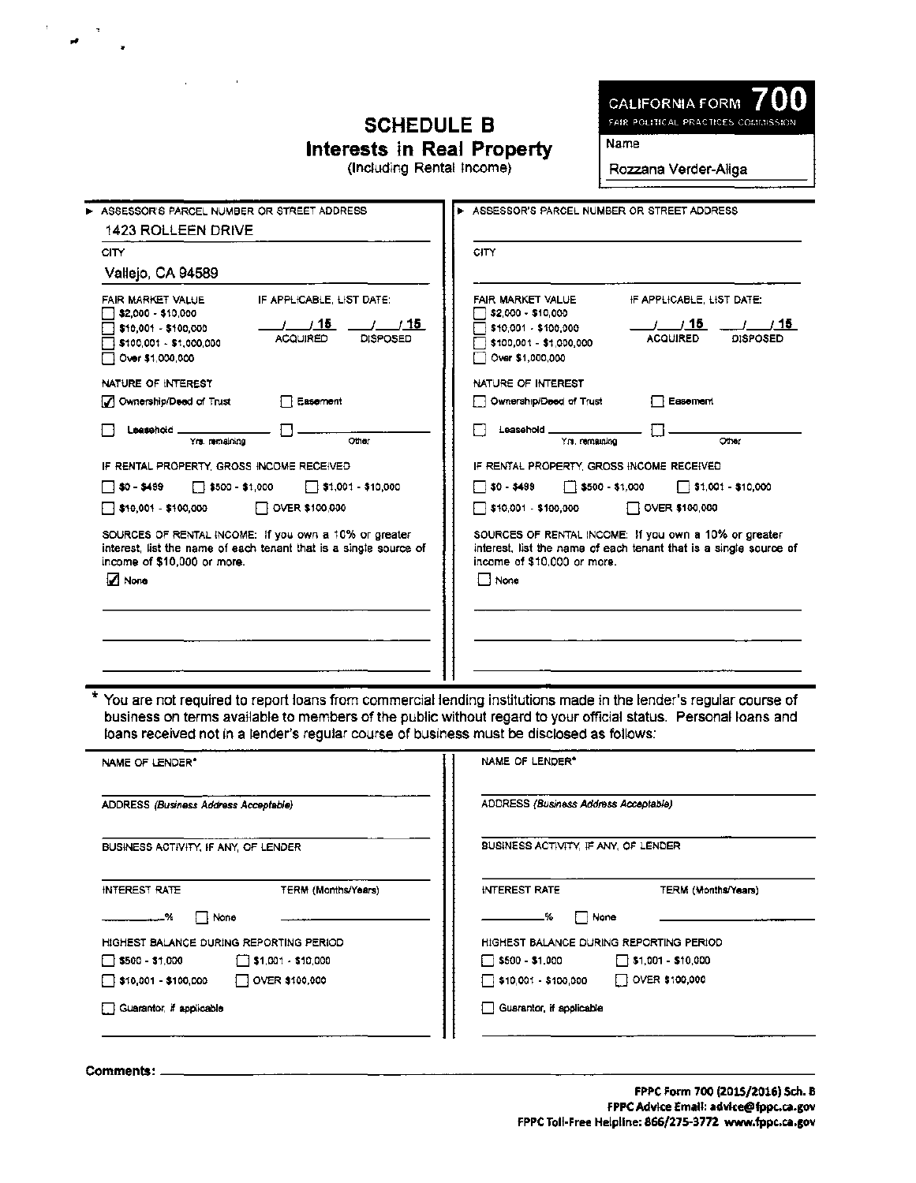# SCHEDULE B
## Interests in Real Property
(Including Rental Income)

**CALIFORNIA FORM 700**
FAIR POLITICAL PRACTICES COMMISSION

Name
Rozzana Verder-Aliga

---

► ASSESSOR'S PARCEL NUMBER OR STREET ADDRESS
1423 ROLLEEN DRIVE

CITY
Vallejo, CA 94589

FAIR MARKET VALUE
- [ ] $2,000 - $10,000
- [ ] $10,001 - $100,000
- [ ] $100,001 - $1,000,000
- [ ] Over $1,000,000

IF APPLICABLE, LIST DATE:
___/___/ 15 ACQUIRED ___/___/ 15 DISPOSED

NATURE OF INTEREST
- [x] Ownership/Deed of Trust
- [ ] Easement
- [ ] Leasehold ________ Yrs. remaining
- [ ] ________ Other

IF RENTAL PROPERTY, GROSS INCOME RECEIVED
- [ ] $0 - $499
- [ ] $500 - $1,000
- [ ] $1,001 - $10,000
- [ ] $10,001 - $100,000
- [ ] OVER $100,000

SOURCES OF RENTAL INCOME: If you own a 10% or greater interest, list the name of each tenant that is a single source of income of $10,000 or more.
- [x] None

---

► ASSESSOR'S PARCEL NUMBER OR STREET ADDRESS

CITY

FAIR MARKET VALUE
- [ ] $2,000 - $10,000
- [ ] $10,001 - $100,000
- [ ] $100,001 - $1,000,000
- [ ] Over $1,000,000

IF APPLICABLE, LIST DATE:
___/___/ 15 ACQUIRED ___/___/ 15 DISPOSED

NATURE OF INTEREST
- [ ] Ownership/Deed of Trust
- [ ] Easement
- [ ] Leasehold ________ Yrs. remaining
- [ ] ________ Other

IF RENTAL PROPERTY, GROSS INCOME RECEIVED
- [ ] $0 - $499
- [ ] $500 - $1,000
- [ ] $1,001 - $10,000
- [ ] $10,001 - $100,000
- [ ] OVER $100,000

SOURCES OF RENTAL INCOME: If you own a 10% or greater interest, list the name of each tenant that is a single source of income of $10,000 or more.
- [ ] None

---

* You are not required to report loans from commercial lending institutions made in the lender's regular course of business on terms available to members of the public without regard to your official status. Personal loans and loans received not in a lender's regular course of business must be disclosed as follows:

NAME OF LENDER*

ADDRESS *(Business Address Acceptable)*

BUSINESS ACTIVITY, IF ANY, OF LENDER

INTEREST RATE ________% [ ] None

TERM (Months/Years)

HIGHEST BALANCE DURING REPORTING PERIOD
- [ ] $500 - $1,000
- [ ] $1,001 - $10,000
- [ ] $10,001 - $100,000
- [ ] OVER $100,000

- [ ] Guarantor, if applicable

---

NAME OF LENDER*

ADDRESS *(Business Address Acceptable)*

BUSINESS ACTIVITY, IF ANY, OF LENDER

INTEREST RATE ________% [ ] None

TERM (Months/Years)

HIGHEST BALANCE DURING REPORTING PERIOD
- [ ] $500 - $1,000
- [ ] $1,001 - $10,000
- [ ] $10,001 - $100,000
- [ ] OVER $100,000

- [ ] Guarantor, if applicable

---

**Comments:** ________

FPPC Form 700 (2015/2016) Sch. B
FPPC Advice Email: advice@fppc.ca.gov
FPPC Toll-Free Helpline: 866/275-3772 www.fppc.ca.gov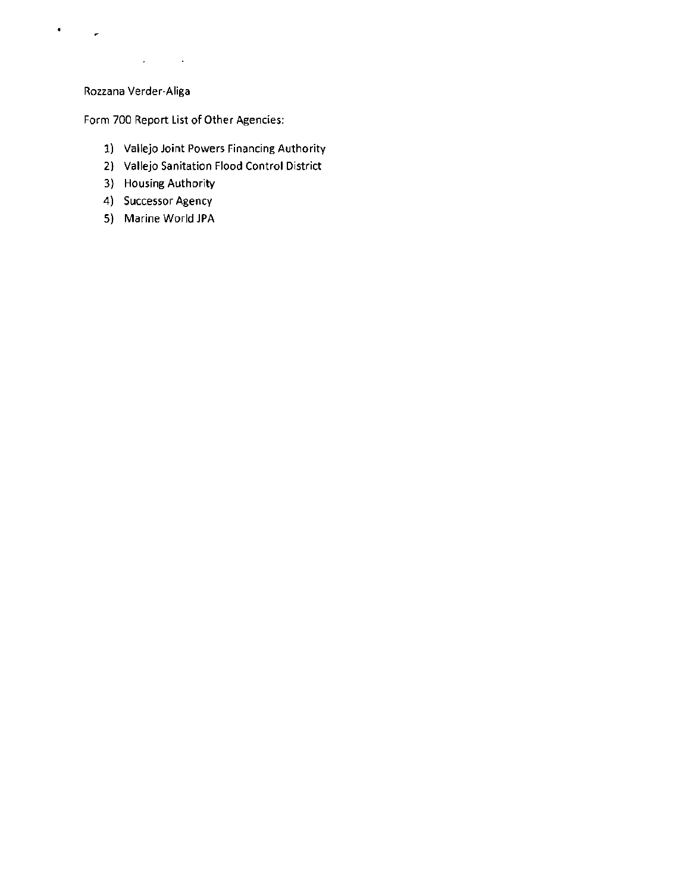Rozzana Verder-Aliga

Form 700 Report List of Other Agencies:

1) Vallejo Joint Powers Financing Authority
2) Vallejo Sanitation Flood Control District
3) Housing Authority
4) Successor Agency
5) Marine World JPA